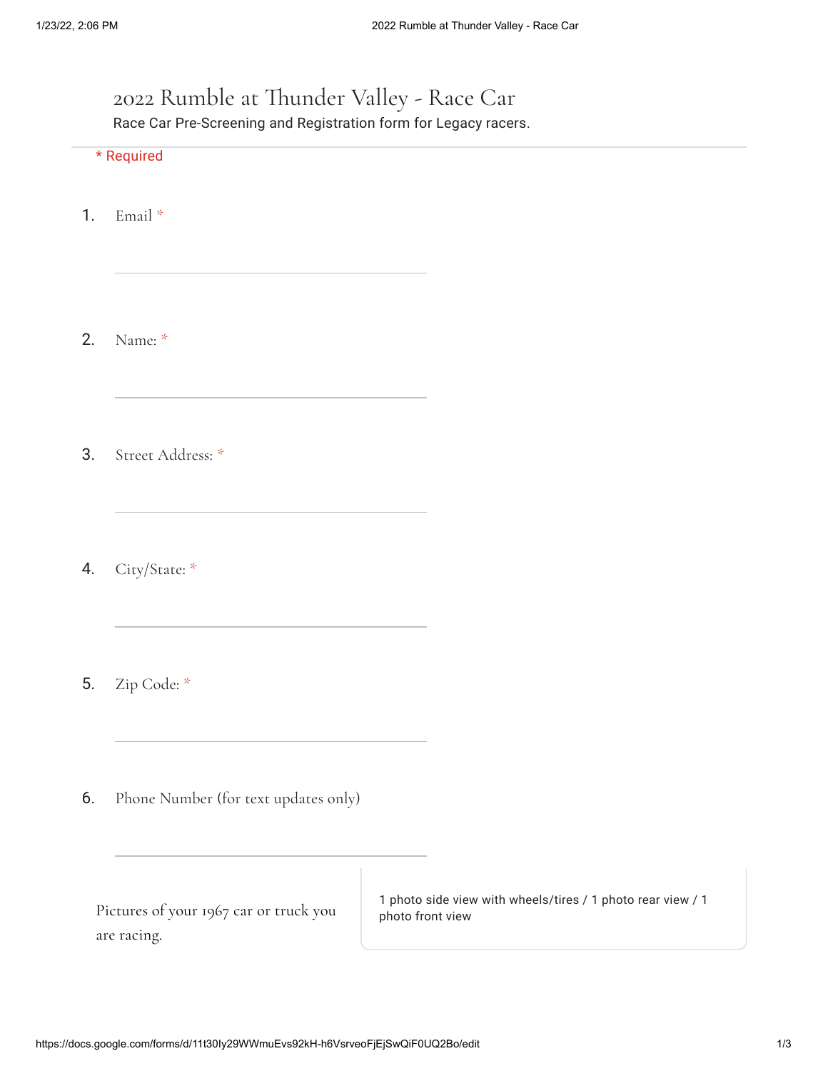# 2022 Rumble at Thunder Valley - Race Car

Race Car Pre-Screening and Registration form for Legacy racers.

* Required

1. Email *

2. Name: *

3. Street Address: *

4. City/State: *

5. Zip Code: *

6. Phone Number (for text updates only)

Pictures of your 1967 car or truck you are racing.

1 photo side view with wheels/tires / 1 photo rear view / 1 photo front view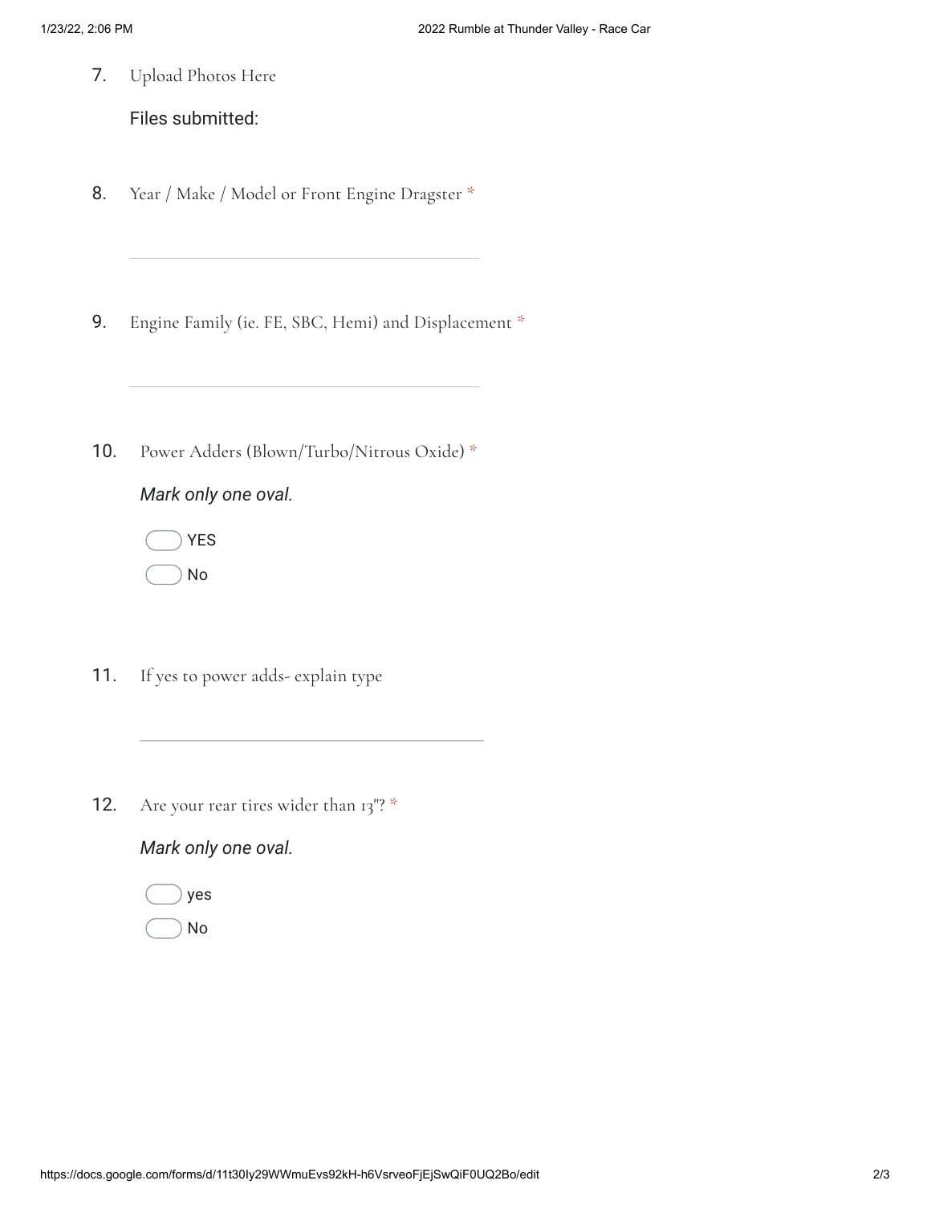7. Upload Photos Here

   Files submitted:

8. Year / Make / Model or Front Engine Dragster *

9. Engine Family (ie. FE, SBC, Hemi) and Displacement *

10. Power Adders (Blown/Turbo/Nitrous Oxide) *

    *Mark only one oval.*

    - YES
    - No

11. If yes to power adds- explain type

12. Are your rear tires wider than 13"? *

    *Mark only one oval.*

    - yes
    - No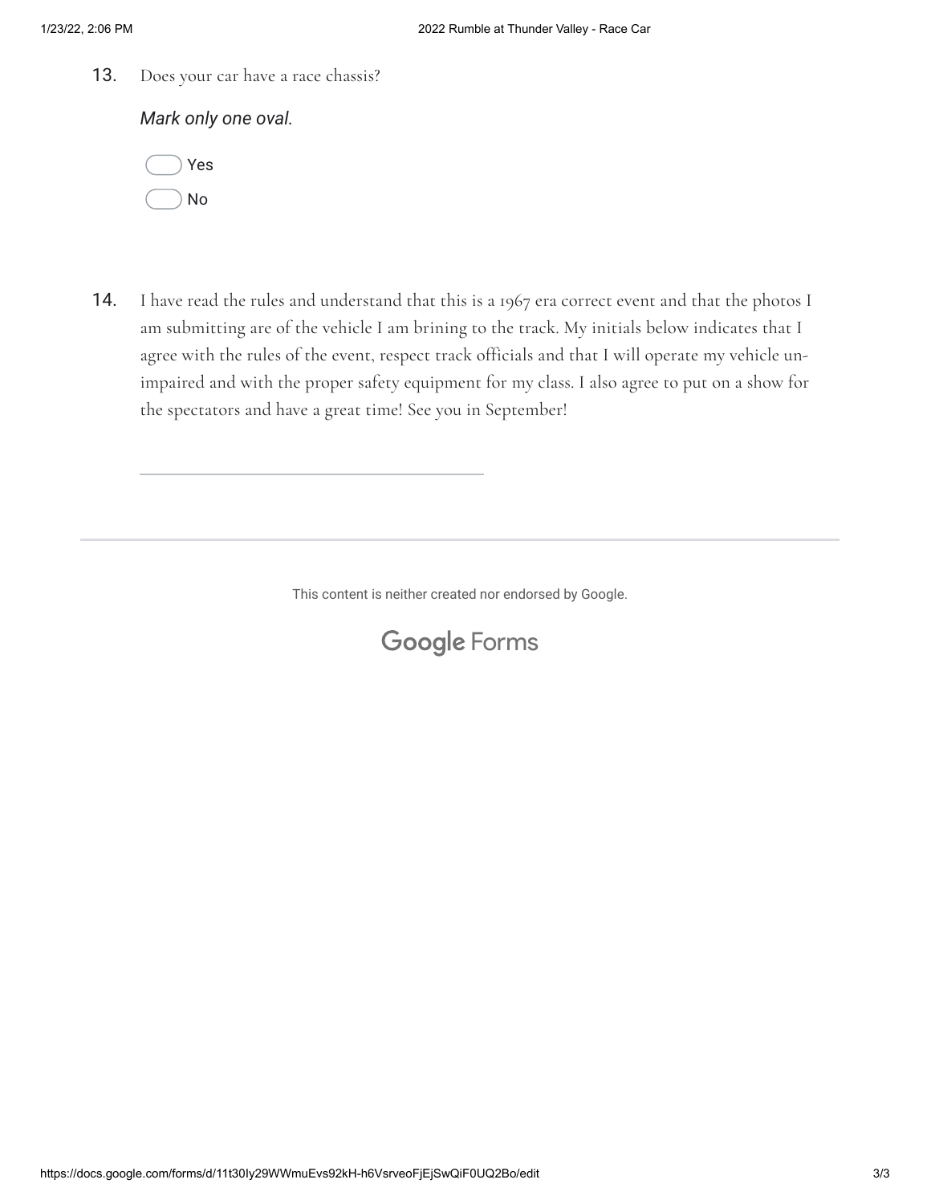13. Does your car have a race chassis?

*Mark only one oval.*

- ( ) Yes
- ( ) No

14. I have read the rules and understand that this is a 1967 era correct event and that the photos I am submitting are of the vehicle I am brining to the track. My initials below indicates that I agree with the rules of the event, respect track officials and that I will operate my vehicle un-impaired and with the proper safety equipment for my class. I also agree to put on a show for the spectators and have a great time! See you in September!

\_\_\_\_\_\_\_\_\_\_\_\_\_\_\_\_\_\_\_\_\_\_\_\_\_\_\_\_\_\_\_\_\_\_\_\_\_\_\_\_

---

This content is neither created nor endorsed by Google.

Google Forms